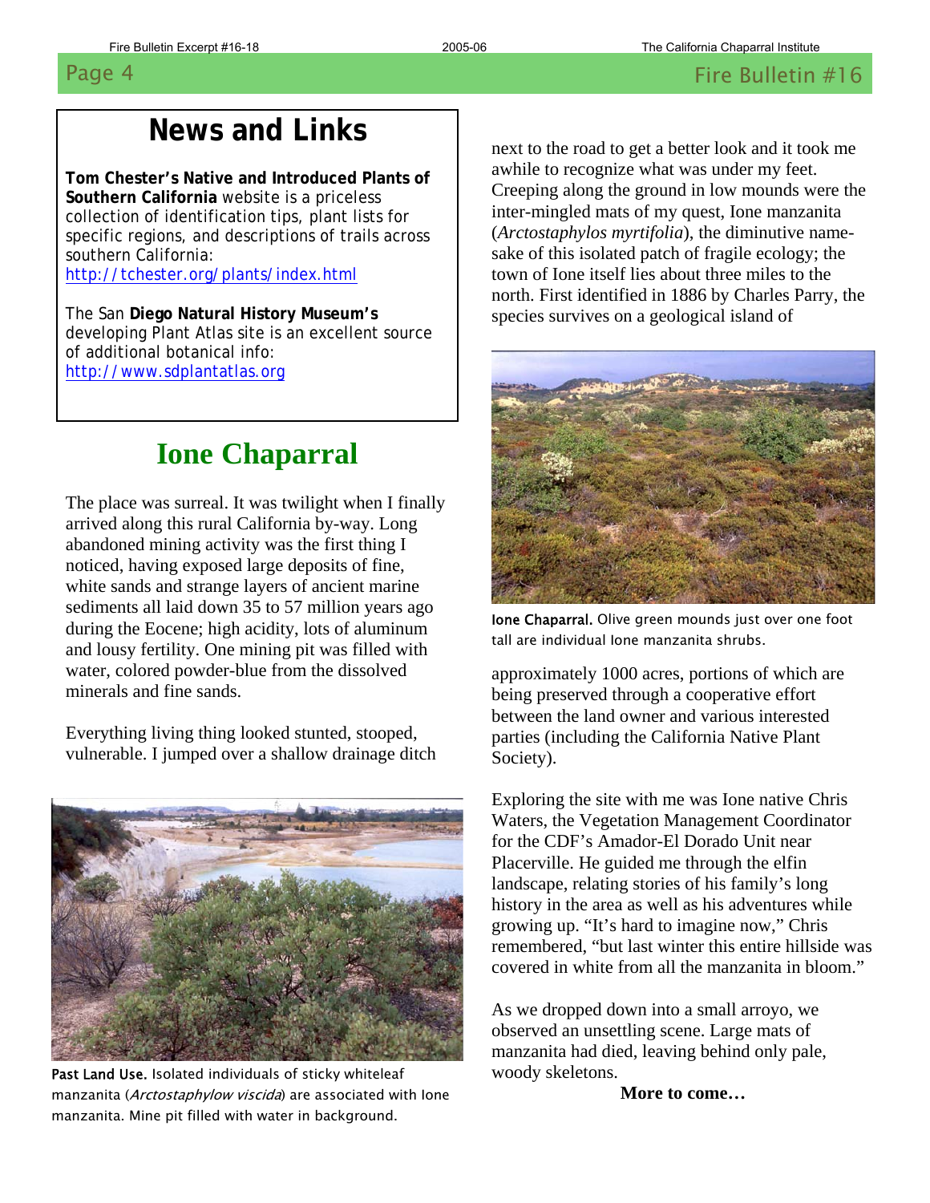## News and Links

**Tom Chester's Native and Introduced Plants of Southern California** website is a priceless collection of identification tips, plant lists for specific regions, and descriptions of trails across southern California:
http://tchester.org/plants/index.html

The San **Diego Natural History Museum's** developing Plant Atlas site is an excellent source of additional botanical info:
http://www.sdplantatlas.org

# Ione Chaparral

The place was surreal. It was twilight when I finally arrived along this rural California by-way. Long abandoned mining activity was the first thing I noticed, having exposed large deposits of fine, white sands and strange layers of ancient marine sediments all laid down 35 to 57 million years ago during the Eocene; high acidity, lots of aluminum and lousy fertility. One mining pit was filled with water, colored powder-blue from the dissolved minerals and fine sands.

Everything living thing looked stunted, stooped, vulnerable. I jumped over a shallow drainage ditch next to the road to get a better look and it took me awhile to recognize what was under my feet. Creeping along the ground in low mounds were the inter-mingled mats of my quest, Ione manzanita (*Arctostaphylos myrtifolia*), the diminutive namesake of this isolated patch of fragile ecology; the town of Ione itself lies about three miles to the north. First identified in 1886 by Charles Parry, the species survives on a geological island of approximately 1000 acres, portions of which are being preserved through a cooperative effort between the land owner and various interested parties (including the California Native Plant Society).

**Past Land Use.** Isolated individuals of sticky whiteleaf manzanita (*Arctostaphylow viscida*) are associated with Ione manzanita. Mine pit filled with water in background.

**Ione Chaparral.** Olive green mounds just over one foot tall are individual Ione manzanita shrubs.

Exploring the site with me was Ione native Chris Waters, the Vegetation Management Coordinator for the CDF's Amador-El Dorado Unit near Placerville. He guided me through the elfin landscape, relating stories of his family's long history in the area as well as his adventures while growing up. "It's hard to imagine now," Chris remembered, "but last winter this entire hillside was covered in white from all the manzanita in bloom."

As we dropped down into a small arroyo, we observed an unsettling scene. Large mats of manzanita had died, leaving behind only pale, woody skeletons.

**More to come…**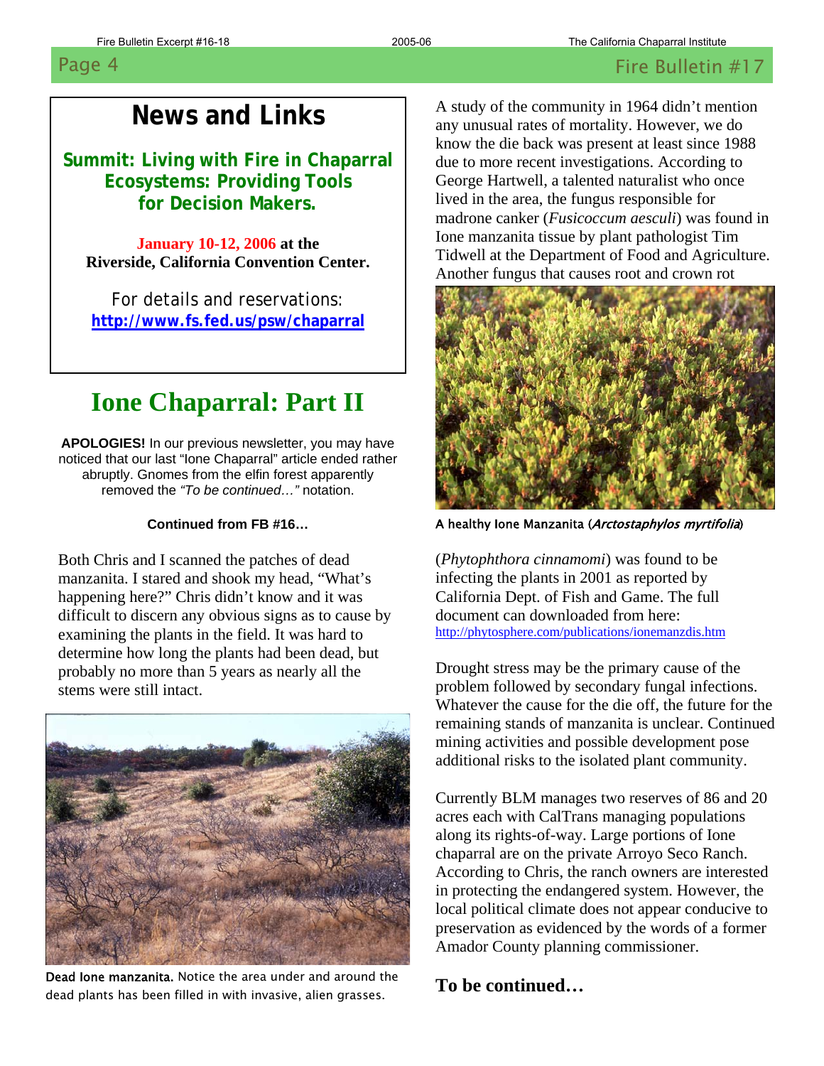## News and Links

### Summit: Living with Fire in Chaparral Ecosystems: Providing Tools for Decision Makers.

**January 10-12, 2006 at the Riverside, California Convention Center.**

For details and reservations: **http://www.fs.fed.us/psw/chaparral**

# Ione Chaparral: Part II

**APOLOGIES!** In our previous newsletter, you may have noticed that our last "Ione Chaparral" article ended rather abruptly. Gnomes from the elfin forest apparently removed the *"To be continued…"* notation.

**Continued from FB #16…**

Both Chris and I scanned the patches of dead manzanita. I stared and shook my head, "What's happening here?" Chris didn't know and it was difficult to discern any obvious signs as to cause by examining the plants in the field. It was hard to determine how long the plants had been dead, but probably no more than 5 years as nearly all the stems were still intact.

Dead Ione manzanita. Notice the area under and around the dead plants has been filled in with invasive, alien grasses.

A study of the community in 1964 didn't mention any unusual rates of mortality. However, we do know the die back was present at least since 1988 due to more recent investigations. According to George Hartwell, a talented naturalist who once lived in the area, the fungus responsible for madrone canker (*Fusicoccum aesculi*) was found in Ione manzanita tissue by plant pathologist Tim Tidwell at the Department of Food and Agriculture. Another fungus that causes root and crown rot (*Phytophthora cinnamomi*) was found to be infecting the plants in 2001 as reported by California Dept. of Fish and Game. The full document can downloaded from here: http://phytosphere.com/publications/ionemanzdis.htm

A healthy Ione Manzanita (*Arctostaphylos myrtifolia*)

Drought stress may be the primary cause of the problem followed by secondary fungal infections. Whatever the cause for the die off, the future for the remaining stands of manzanita is unclear. Continued mining activities and possible development pose additional risks to the isolated plant community.

Currently BLM manages two reserves of 86 and 20 acres each with CalTrans managing populations along its rights-of-way. Large portions of Ione chaparral are on the private Arroyo Seco Ranch. According to Chris, the ranch owners are interested in protecting the endangered system. However, the local political climate does not appear conducive to preservation as evidenced by the words of a former Amador County planning commissioner.

**To be continued…**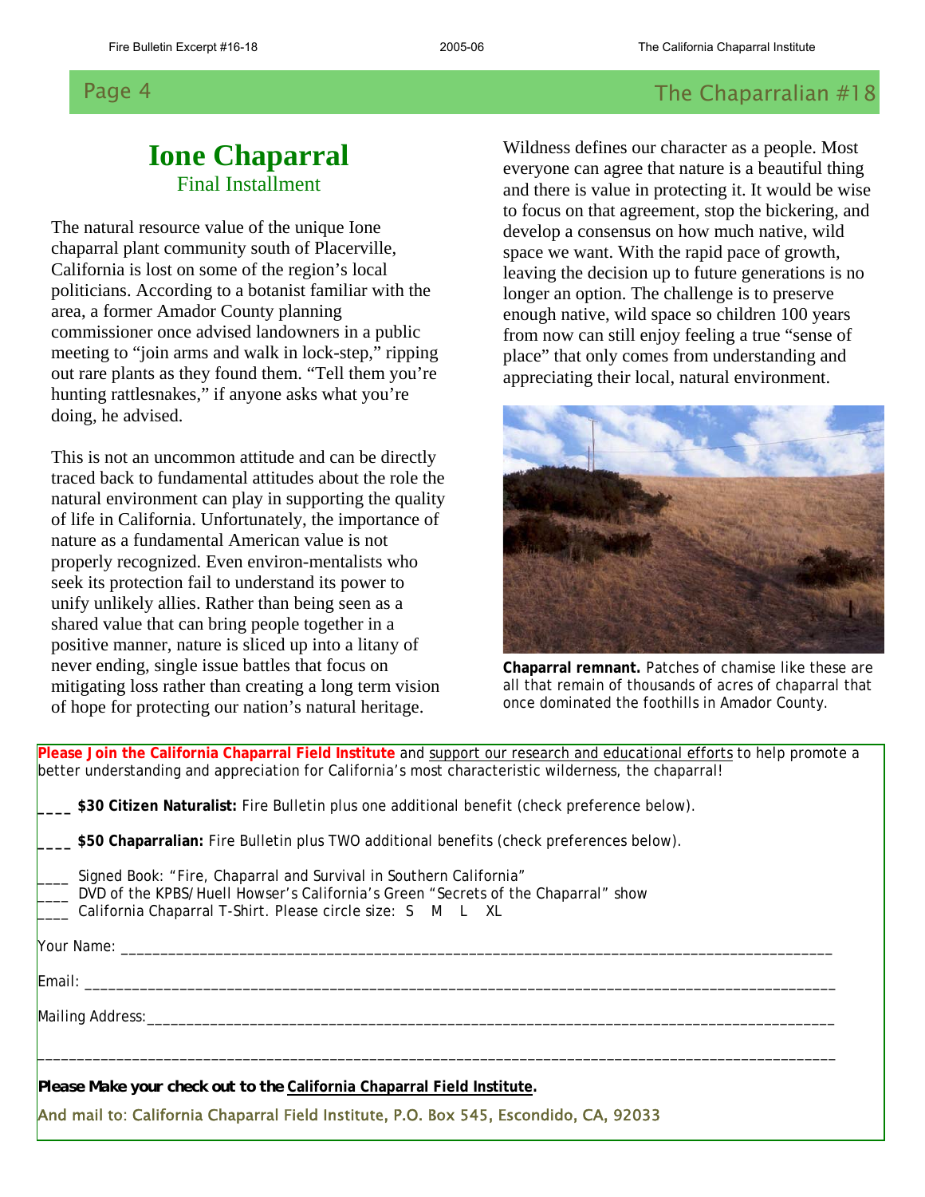# Ione Chaparral

## Final Installment

The natural resource value of the unique Ione chaparral plant community south of Placerville, California is lost on some of the region's local politicians. According to a botanist familiar with the area, a former Amador County planning commissioner once advised landowners in a public meeting to "join arms and walk in lock-step," ripping out rare plants as they found them. "Tell them you're hunting rattlesnakes," if anyone asks what you're doing, he advised.

This is not an uncommon attitude and can be directly traced back to fundamental attitudes about the role the natural environment can play in supporting the quality of life in California. Unfortunately, the importance of nature as a fundamental American value is not properly recognized. Even environ-mentalists who seek its protection fail to understand its power to unify unlikely allies. Rather than being seen as a shared value that can bring people together in a positive manner, nature is sliced up into a litany of never ending, single issue battles that focus on mitigating loss rather than creating a long term vision of hope for protecting our nation's natural heritage.

Wildness defines our character as a people. Most everyone can agree that nature is a beautiful thing and there is value in protecting it. It would be wise to focus on that agreement, stop the bickering, and develop a consensus on how much native, wild space we want. With the rapid pace of growth, leaving the decision up to future generations is no longer an option. The challenge is to preserve enough native, wild space so children 100 years from now can still enjoy feeling a true "sense of place" that only comes from understanding and appreciating their local, natural environment.

**Chaparral remnant.** Patches of chamise like these are all that remain of thousands of acres of chaparral that once dominated the foothills in Amador County.

---

**Please Join the California Chaparral Field Institute** and support our research and educational efforts to help promote a better understanding and appreciation for California's most characteristic wilderness, the chaparral!

____ **$30 Citizen Naturalist:** Fire Bulletin plus one additional benefit (check preference below).

____ **$50 Chaparralian:** Fire Bulletin plus TWO additional benefits (check preferences below).

____ Signed Book: "Fire, Chaparral and Survival in Southern California"
____ DVD of the KPBS/Huell Howser's California's Green "Secrets of the Chaparral" show
____ California Chaparral T-Shirt. Please circle size: S M L XL

Your Name: ____________________________________________

Email: ____________________________________________

Mailing Address: ____________________________________________

____________________________________________

**Please Make your check out to the California Chaparral Field Institute.**

And mail to: California Chaparral Field Institute, P.O. Box 545, Escondido, CA, 92033